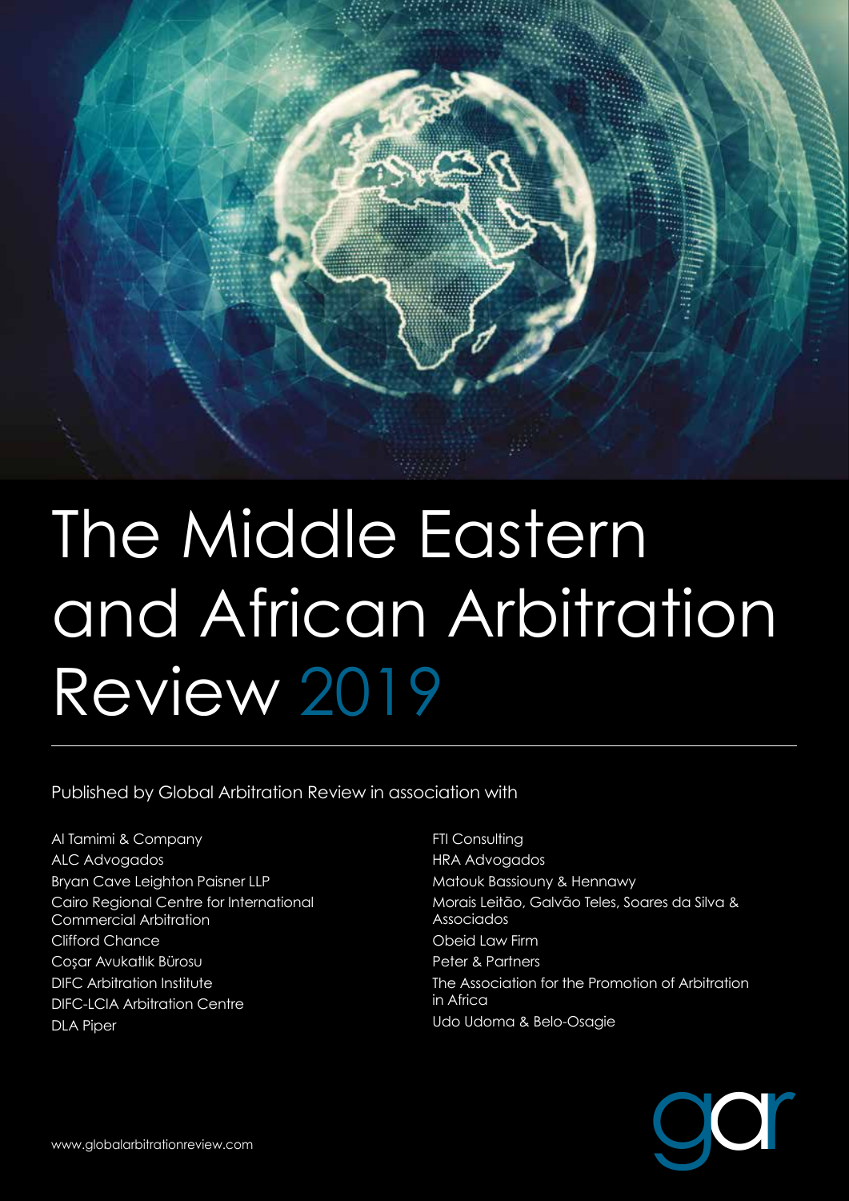# The Middle Eastern and African Arbitration Review 2019

Published by Global Arbitration Review in association with

- Al Tamimi & Company
- ALC Advogados
- Bryan Cave Leighton Paisner LLP
- Cairo Regional Centre for International Commercial Arbitration
- Clifford Chance
- Coşar Avukatlık Bürosu
- DIFC Arbitration Institute
- DIFC-LCIA Arbitration Centre
- DLA Piper
- FTI Consulting
- HRA Advogados
- Matouk Bassiouny & Hennawy
- Morais Leitão, Galvão Teles, Soares da Silva & Associados
- Obeid Law Firm
- Peter & Partners
- The Association for the Promotion of Arbitration in Africa
- Udo Udoma & Belo-Osagie

www.globalarbitrationreview.com

gar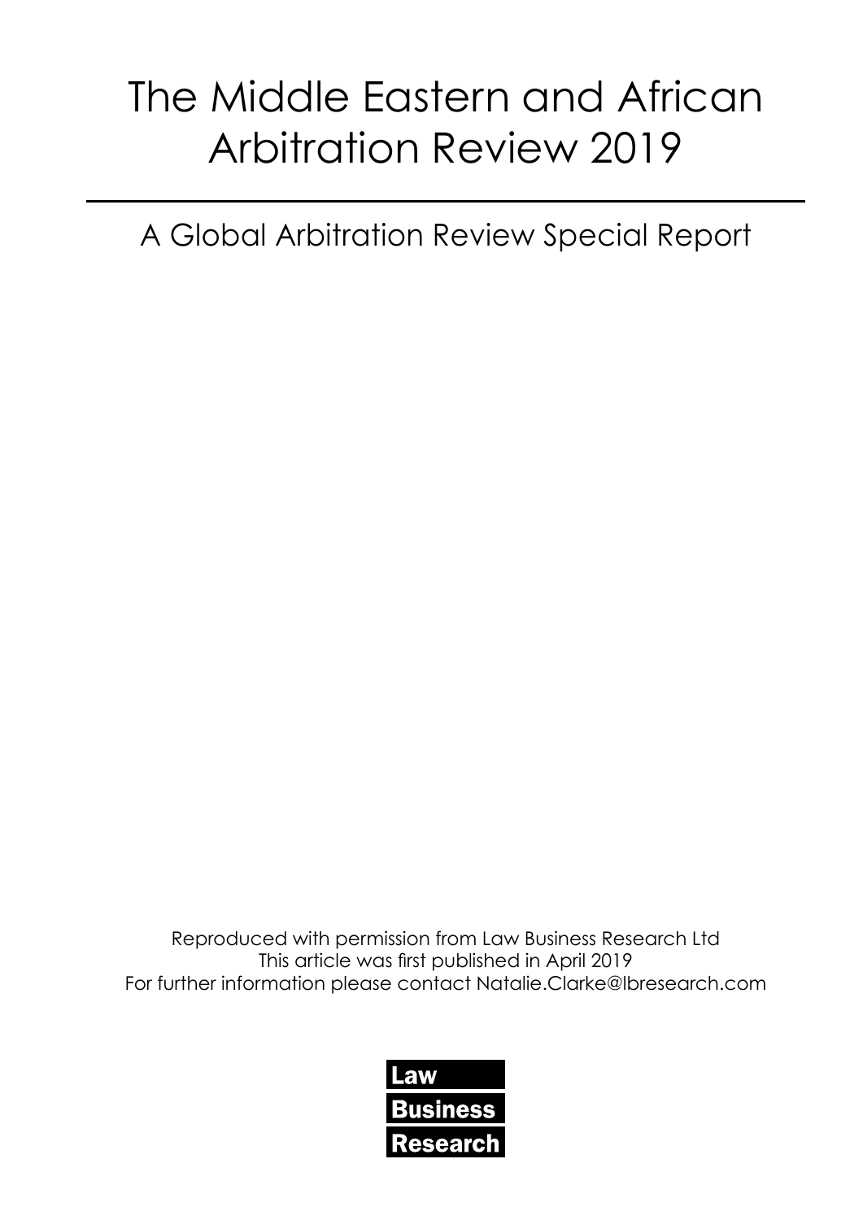# The Middle Eastern and African Arbitration Review 2019

## A Global Arbitration Review Special Report

Reproduced with permission from Law Business Research Ltd
This article was first published in April 2019
For further information please contact Natalie.Clarke@lbresearch.com

Law
Business
Research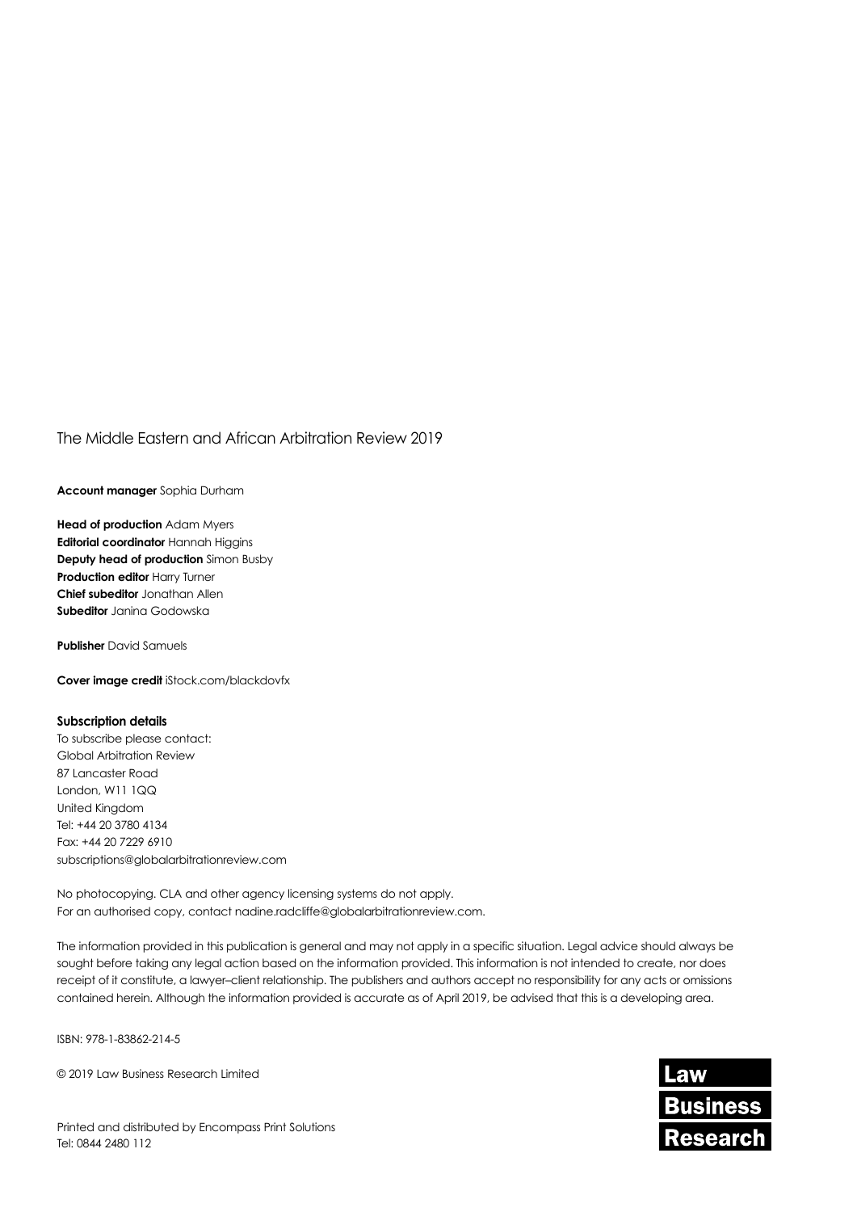The Middle Eastern and African Arbitration Review 2019

**Account manager** Sophia Durham

**Head of production** Adam Myers
**Editorial coordinator** Hannah Higgins
**Deputy head of production** Simon Busby
**Production editor** Harry Turner
**Chief subeditor** Jonathan Allen
**Subeditor** Janina Godowska

**Publisher** David Samuels

**Cover image credit** iStock.com/blackdovfx

**Subscription details**
To subscribe please contact:
Global Arbitration Review
87 Lancaster Road
London, W11 1QQ
United Kingdom
Tel: +44 20 3780 4134
Fax: +44 20 7229 6910
subscriptions@globalarbitrationreview.com

No photocopying. CLA and other agency licensing systems do not apply.
For an authorised copy, contact nadine.radcliffe@globalarbitrationreview.com.

The information provided in this publication is general and may not apply in a specific situation. Legal advice should always be sought before taking any legal action based on the information provided. This information is not intended to create, nor does receipt of it constitute, a lawyer–client relationship. The publishers and authors accept no responsibility for any acts or omissions contained herein. Although the information provided is accurate as of April 2019, be advised that this is a developing area.

ISBN: 978-1-83862-214-5

© 2019 Law Business Research Limited

Law
Business
Research

Printed and distributed by Encompass Print Solutions
Tel: 0844 2480 112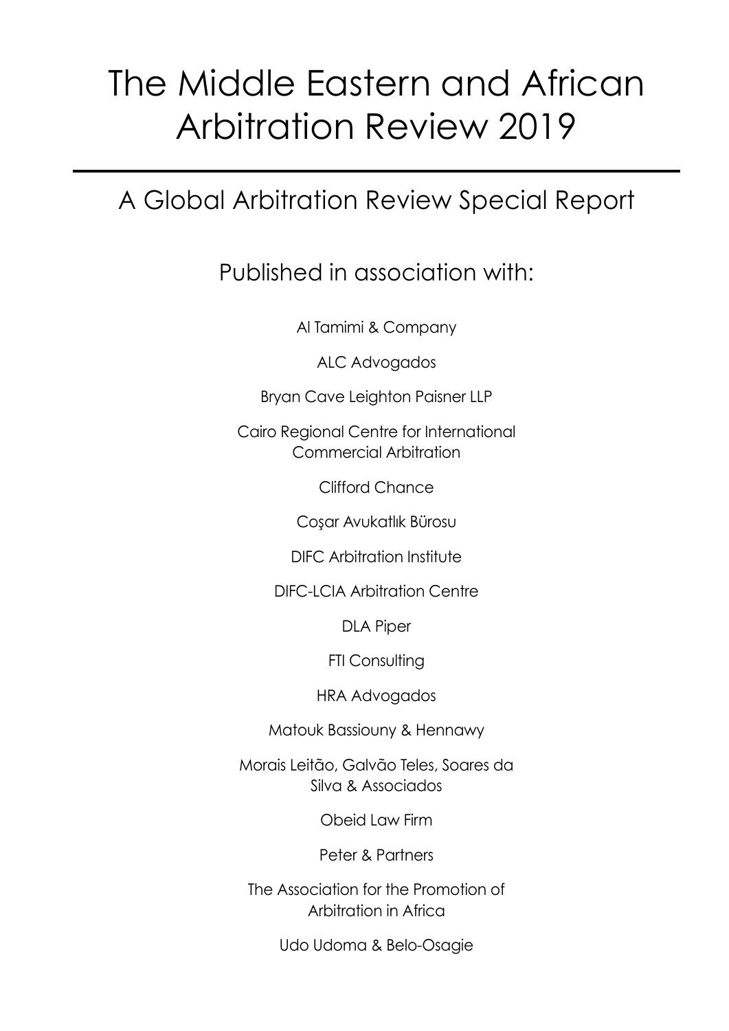# The Middle Eastern and African Arbitration Review 2019

## A Global Arbitration Review Special Report

Published in association with:

Al Tamimi & Company

ALC Advogados

Bryan Cave Leighton Paisner LLP

Cairo Regional Centre for International Commercial Arbitration

Clifford Chance

Coşar Avukatlık Bürosu

DIFC Arbitration Institute

DIFC-LCIA Arbitration Centre

DLA Piper

FTI Consulting

HRA Advogados

Matouk Bassiouny & Hennawy

Morais Leitão, Galvão Teles, Soares da Silva & Associados

Obeid Law Firm

Peter & Partners

The Association for the Promotion of Arbitration in Africa

Udo Udoma & Belo-Osagie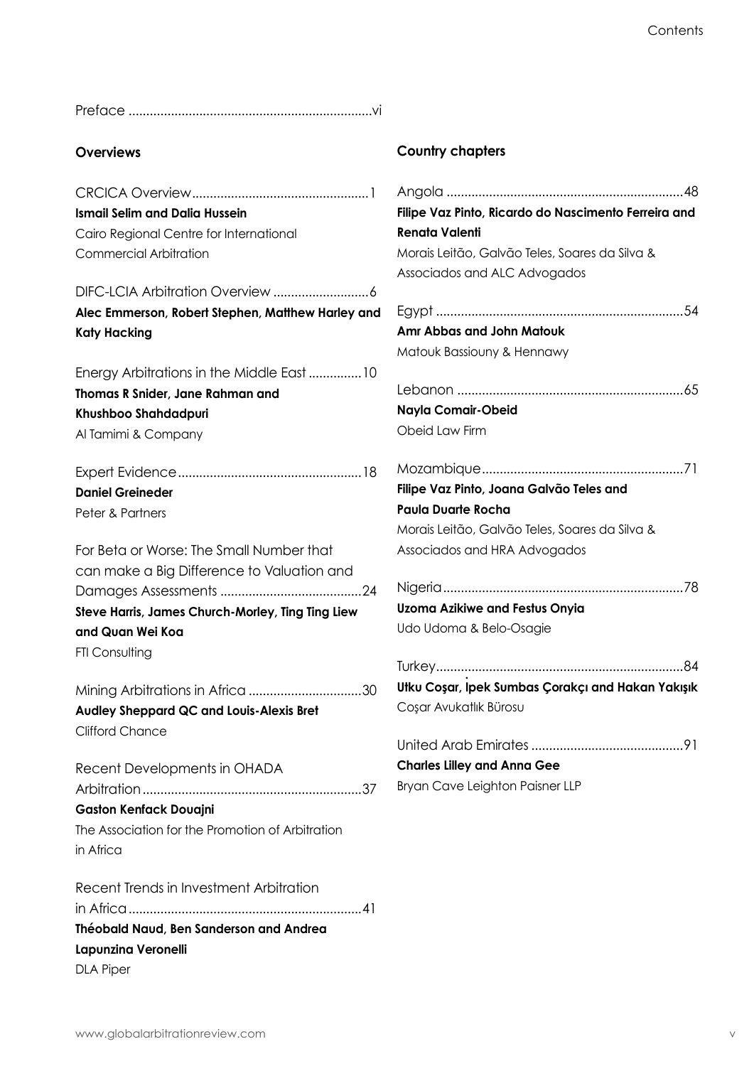Preface ....................................................................vi

## Overviews

CRCICA Overview..................................................1
**Ismail Selim and Dalia Hussein**
Cairo Regional Centre for International Commercial Arbitration

DIFC-LCIA Arbitration Overview ...........................6
**Alec Emmerson, Robert Stephen, Matthew Harley and Katy Hacking**

Energy Arbitrations in the Middle East ...............10
**Thomas R Snider, Jane Rahman and Khushboo Shahdadpuri**
Al Tamimi & Company

Expert Evidence...................................................18
**Daniel Greineder**
Peter & Partners

For Beta or Worse: The Small Number that can make a Big Difference to Valuation and Damages Assessments ........................................24
**Steve Harris, James Church-Morley, Ting Ting Liew and Quan Wei Koa**
FTI Consulting

Mining Arbitrations in Africa ................................30
**Audley Sheppard QC and Louis-Alexis Bret**
Clifford Chance

Recent Developments in OHADA Arbitration.............................................................37
**Gaston Kenfack Douajni**
The Association for the Promotion of Arbitration in Africa

Recent Trends in Investment Arbitration in Africa.................................................................41
**Théobald Naud, Ben Sanderson and Andrea Lapunzina Veronelli**
DLA Piper

## Country chapters

Angola ..................................................................48
**Filipe Vaz Pinto, Ricardo do Nascimento Ferreira and Renata Valenti**
Morais Leitão, Galvão Teles, Soares da Silva & Associados and ALC Advogados

Egypt .....................................................................54
**Amr Abbas and John Matouk**
Matouk Bassiouny & Hennawy

Lebanon ...............................................................65
**Nayla Comair-Obeid**
Obeid Law Firm

Mozambique........................................................71
**Filipe Vaz Pinto, Joana Galvão Teles and Paula Duarte Rocha**
Morais Leitão, Galvão Teles, Soares da Silva & Associados and HRA Advogados

Nigeria...................................................................78
**Uzoma Azikiwe and Festus Onyia**
Udo Udoma & Belo-Osagie

Turkey....................................................................84
**Utku Coşar, İpek Sumbas Çorakçı and Hakan Yakışık**
Coşar Avukatlık Bürosu

United Arab Emirates ..........................................91
**Charles Lilley and Anna Gee**
Bryan Cave Leighton Paisner LLP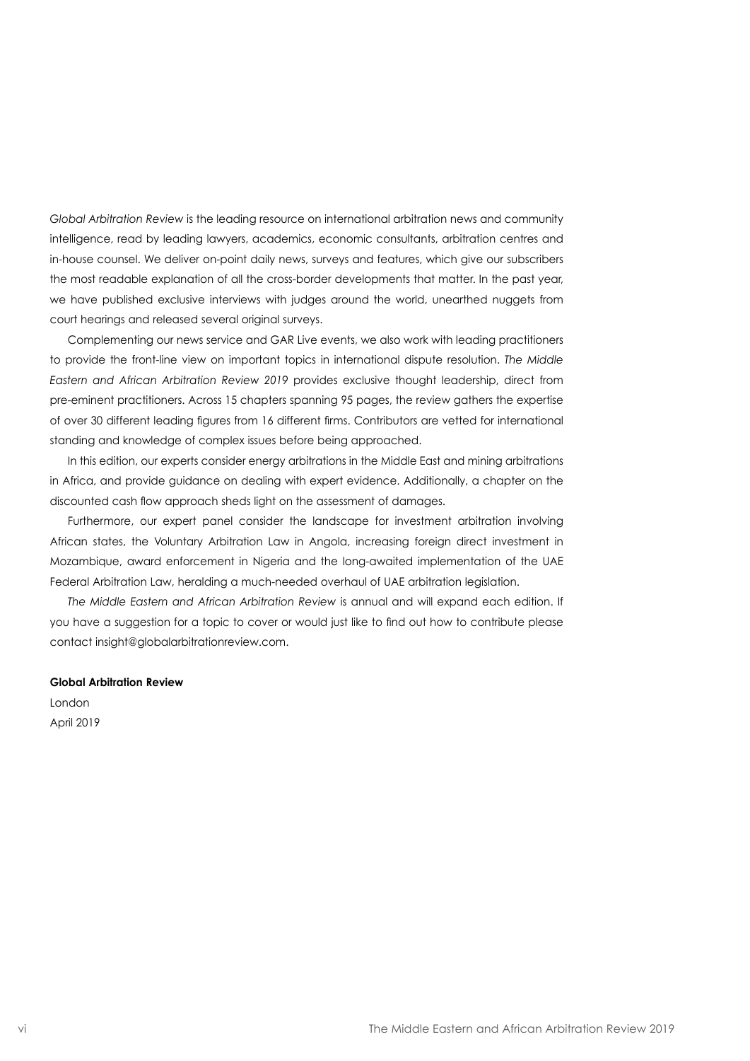*Global Arbitration Review* is the leading resource on international arbitration news and community intelligence, read by leading lawyers, academics, economic consultants, arbitration centres and in-house counsel. We deliver on-point daily news, surveys and features, which give our subscribers the most readable explanation of all the cross-border developments that matter. In the past year, we have published exclusive interviews with judges around the world, unearthed nuggets from court hearings and released several original surveys.

Complementing our news service and GAR Live events, we also work with leading practitioners to provide the front-line view on important topics in international dispute resolution. *The Middle Eastern and African Arbitration Review 2019* provides exclusive thought leadership, direct from pre-eminent practitioners. Across 15 chapters spanning 95 pages, the review gathers the expertise of over 30 different leading figures from 16 different firms. Contributors are vetted for international standing and knowledge of complex issues before being approached.

In this edition, our experts consider energy arbitrations in the Middle East and mining arbitrations in Africa, and provide guidance on dealing with expert evidence. Additionally, a chapter on the discounted cash flow approach sheds light on the assessment of damages.

Furthermore, our expert panel consider the landscape for investment arbitration involving African states, the Voluntary Arbitration Law in Angola, increasing foreign direct investment in Mozambique, award enforcement in Nigeria and the long-awaited implementation of the UAE Federal Arbitration Law, heralding a much-needed overhaul of UAE arbitration legislation.

*The Middle Eastern and African Arbitration Review* is annual and will expand each edition. If you have a suggestion for a topic to cover or would just like to find out how to contribute please contact insight@globalarbitrationreview.com.

**Global Arbitration Review**
London
April 2019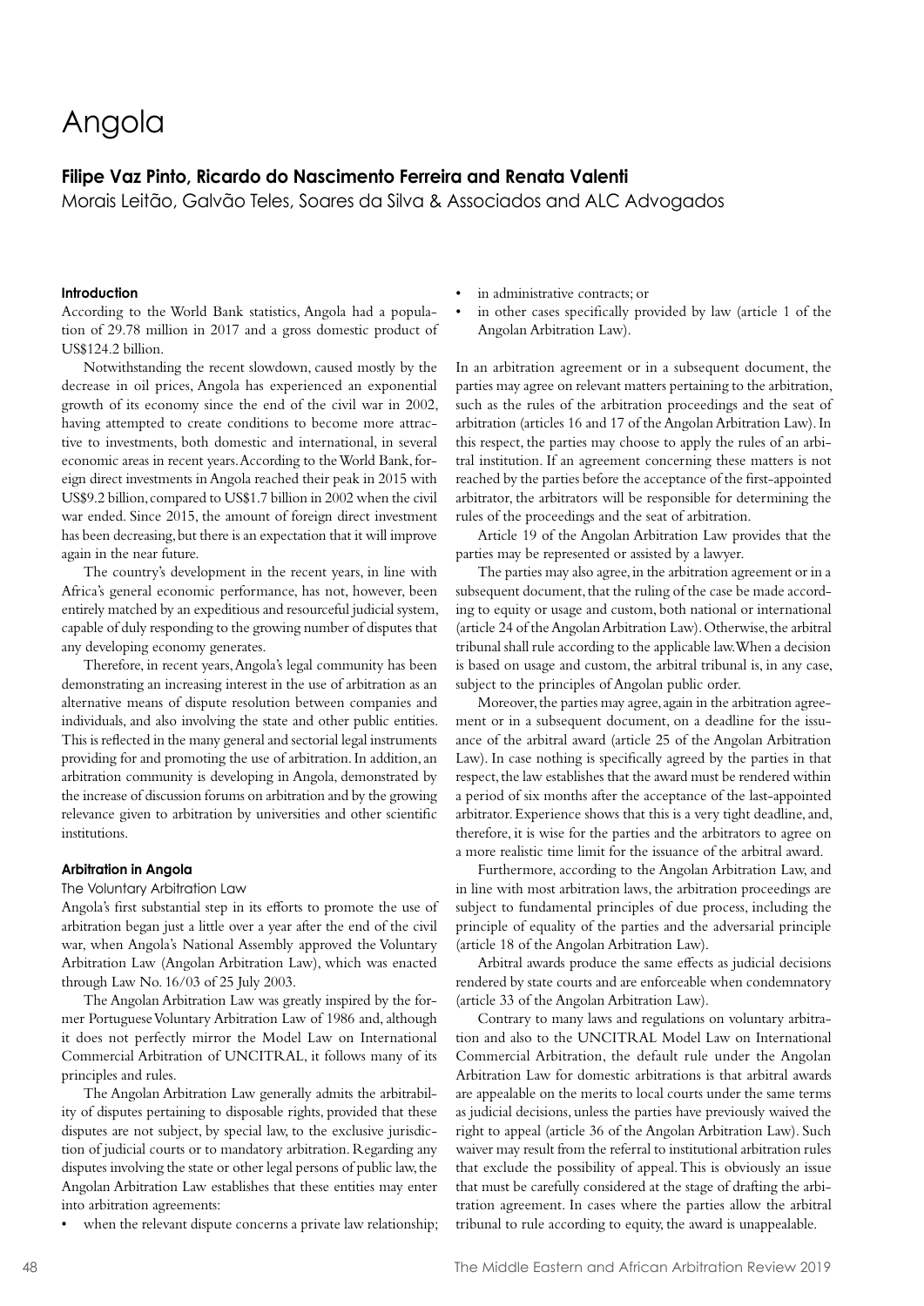# Angola

**Filipe Vaz Pinto, Ricardo do Nascimento Ferreira and Renata Valenti**

Morais Leitão, Galvão Teles, Soares da Silva & Associados and ALC Advogados

#### Introduction

According to the World Bank statistics, Angola had a population of 29.78 million in 2017 and a gross domestic product of US$124.2 billion.

Notwithstanding the recent slowdown, caused mostly by the decrease in oil prices, Angola has experienced an exponential growth of its economy since the end of the civil war in 2002, having attempted to create conditions to become more attractive to investments, both domestic and international, in several economic areas in recent years. According to the World Bank, foreign direct investments in Angola reached their peak in 2015 with US$9.2 billion, compared to US$1.7 billion in 2002 when the civil war ended. Since 2015, the amount of foreign direct investment has been decreasing, but there is an expectation that it will improve again in the near future.

The country's development in the recent years, in line with Africa's general economic performance, has not, however, been entirely matched by an expeditious and resourceful judicial system, capable of duly responding to the growing number of disputes that any developing economy generates.

Therefore, in recent years, Angola's legal community has been demonstrating an increasing interest in the use of arbitration as an alternative means of dispute resolution between companies and individuals, and also involving the state and other public entities. This is reflected in the many general and sectorial legal instruments providing for and promoting the use of arbitration. In addition, an arbitration community is developing in Angola, demonstrated by the increase of discussion forums on arbitration and by the growing relevance given to arbitration by universities and other scientific institutions.

#### Arbitration in Angola

##### The Voluntary Arbitration Law

Angola's first substantial step in its efforts to promote the use of arbitration began just a little over a year after the end of the civil war, when Angola's National Assembly approved the Voluntary Arbitration Law (Angolan Arbitration Law), which was enacted through Law No. 16/03 of 25 July 2003.

The Angolan Arbitration Law was greatly inspired by the former Portuguese Voluntary Arbitration Law of 1986 and, although it does not perfectly mirror the Model Law on International Commercial Arbitration of UNCITRAL, it follows many of its principles and rules.

The Angolan Arbitration Law generally admits the arbitrability of disputes pertaining to disposable rights, provided that these disputes are not subject, by special law, to the exclusive jurisdiction of judicial courts or to mandatory arbitration. Regarding any disputes involving the state or other legal persons of public law, the Angolan Arbitration Law establishes that these entities may enter into arbitration agreements:

- when the relevant dispute concerns a private law relationship;
- in administrative contracts; or
- in other cases specifically provided by law (article 1 of the Angolan Arbitration Law).

In an arbitration agreement or in a subsequent document, the parties may agree on relevant matters pertaining to the arbitration, such as the rules of the arbitration proceedings and the seat of arbitration (articles 16 and 17 of the Angolan Arbitration Law). In this respect, the parties may choose to apply the rules of an arbitral institution. If an agreement concerning these matters is not reached by the parties before the acceptance of the first-appointed arbitrator, the arbitrators will be responsible for determining the rules of the proceedings and the seat of arbitration.

Article 19 of the Angolan Arbitration Law provides that the parties may be represented or assisted by a lawyer.

The parties may also agree, in the arbitration agreement or in a subsequent document, that the ruling of the case be made according to equity or usage and custom, both national or international (article 24 of the Angolan Arbitration Law). Otherwise, the arbitral tribunal shall rule according to the applicable law. When a decision is based on usage and custom, the arbitral tribunal is, in any case, subject to the principles of Angolan public order.

Moreover, the parties may agree, again in the arbitration agreement or in a subsequent document, on a deadline for the issuance of the arbitral award (article 25 of the Angolan Arbitration Law). In case nothing is specifically agreed by the parties in that respect, the law establishes that the award must be rendered within a period of six months after the acceptance of the last-appointed arbitrator. Experience shows that this is a very tight deadline, and, therefore, it is wise for the parties and the arbitrators to agree on a more realistic time limit for the issuance of the arbitral award.

Furthermore, according to the Angolan Arbitration Law, and in line with most arbitration laws, the arbitration proceedings are subject to fundamental principles of due process, including the principle of equality of the parties and the adversarial principle (article 18 of the Angolan Arbitration Law).

Arbitral awards produce the same effects as judicial decisions rendered by state courts and are enforceable when condemnatory (article 33 of the Angolan Arbitration Law).

Contrary to many laws and regulations on voluntary arbitration and also to the UNCITRAL Model Law on International Commercial Arbitration, the default rule under the Angolan Arbitration Law for domestic arbitrations is that arbitral awards are appealable on the merits to local courts under the same terms as judicial decisions, unless the parties have previously waived the right to appeal (article 36 of the Angolan Arbitration Law). Such waiver may result from the referral to institutional arbitration rules that exclude the possibility of appeal. This is obviously an issue that must be carefully considered at the stage of drafting the arbitration agreement. In cases where the parties allow the arbitral tribunal to rule according to equity, the award is unappealable.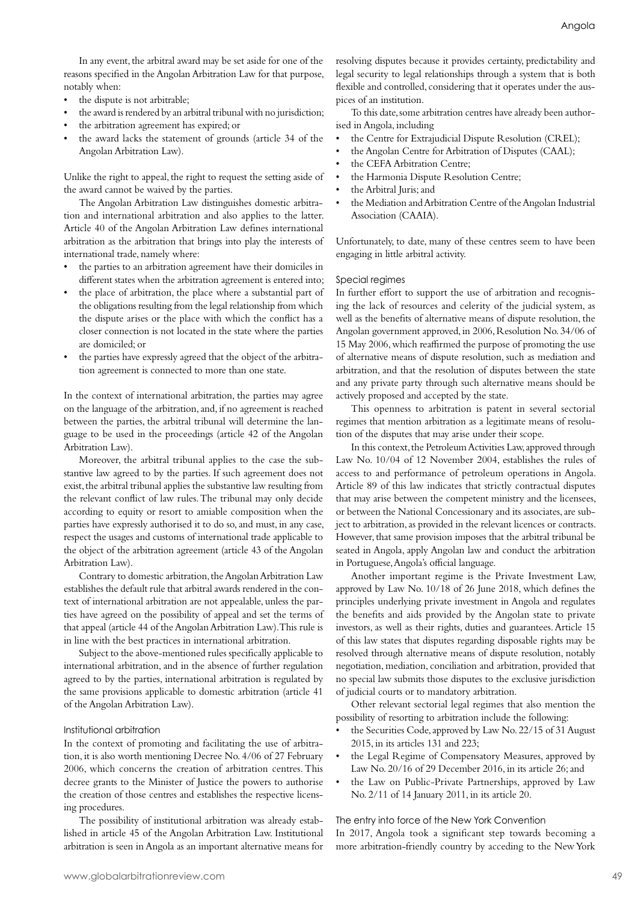In any event, the arbitral award may be set aside for one of the reasons specified in the Angolan Arbitration Law for that purpose, notably when:

- the dispute is not arbitrable;
- the award is rendered by an arbitral tribunal with no jurisdiction;
- the arbitration agreement has expired; or
- the award lacks the statement of grounds (article 34 of the Angolan Arbitration Law).

Unlike the right to appeal, the right to request the setting aside of the award cannot be waived by the parties.

The Angolan Arbitration Law distinguishes domestic arbitration and international arbitration and also applies to the latter. Article 40 of the Angolan Arbitration Law defines international arbitration as the arbitration that brings into play the interests of international trade, namely where:

- the parties to an arbitration agreement have their domiciles in different states when the arbitration agreement is entered into;
- the place of arbitration, the place where a substantial part of the obligations resulting from the legal relationship from which the dispute arises or the place with which the conflict has a closer connection is not located in the state where the parties are domiciled; or
- the parties have expressly agreed that the object of the arbitration agreement is connected to more than one state.

In the context of international arbitration, the parties may agree on the language of the arbitration, and, if no agreement is reached between the parties, the arbitral tribunal will determine the language to be used in the proceedings (article 42 of the Angolan Arbitration Law).

Moreover, the arbitral tribunal applies to the case the substantive law agreed to by the parties. If such agreement does not exist, the arbitral tribunal applies the substantive law resulting from the relevant conflict of law rules. The tribunal may only decide according to equity or resort to amiable composition when the parties have expressly authorised it to do so, and must, in any case, respect the usages and customs of international trade applicable to the object of the arbitration agreement (article 43 of the Angolan Arbitration Law).

Contrary to domestic arbitration, the Angolan Arbitration Law establishes the default rule that arbitral awards rendered in the context of international arbitration are not appealable, unless the parties have agreed on the possibility of appeal and set the terms of that appeal (article 44 of the Angolan Arbitration Law). This rule is in line with the best practices in international arbitration.

Subject to the above-mentioned rules specifically applicable to international arbitration, and in the absence of further regulation agreed to by the parties, international arbitration is regulated by the same provisions applicable to domestic arbitration (article 41 of the Angolan Arbitration Law).

### Institutional arbitration

In the context of promoting and facilitating the use of arbitration, it is also worth mentioning Decree No. 4/06 of 27 February 2006, which concerns the creation of arbitration centres. This decree grants to the Minister of Justice the powers to authorise the creation of those centres and establishes the respective licensing procedures.

The possibility of institutional arbitration was already established in article 45 of the Angolan Arbitration Law. Institutional arbitration is seen in Angola as an important alternative means for resolving disputes because it provides certainty, predictability and legal security to legal relationships through a system that is both flexible and controlled, considering that it operates under the auspices of an institution.

To this date, some arbitration centres have already been authorised in Angola, including

- the Centre for Extrajudicial Dispute Resolution (CREL);
- the Angolan Centre for Arbitration of Disputes (CAAL);
- the CEFA Arbitration Centre;
- the Harmonia Dispute Resolution Centre;
- the Arbitral Juris; and
- the Mediation and Arbitration Centre of the Angolan Industrial Association (CAAIA).

Unfortunately, to date, many of these centres seem to have been engaging in little arbitral activity.

### Special regimes

In further effort to support the use of arbitration and recognising the lack of resources and celerity of the judicial system, as well as the benefits of alternative means of dispute resolution, the Angolan government approved, in 2006, Resolution No. 34/06 of 15 May 2006, which reaffirmed the purpose of promoting the use of alternative means of dispute resolution, such as mediation and arbitration, and that the resolution of disputes between the state and any private party through such alternative means should be actively proposed and accepted by the state.

This openness to arbitration is patent in several sectorial regimes that mention arbitration as a legitimate means of resolution of the disputes that may arise under their scope.

In this context, the Petroleum Activities Law, approved through Law No. 10/04 of 12 November 2004, establishes the rules of access to and performance of petroleum operations in Angola. Article 89 of this law indicates that strictly contractual disputes that may arise between the competent ministry and the licensees, or between the National Concessionary and its associates, are subject to arbitration, as provided in the relevant licences or contracts. However, that same provision imposes that the arbitral tribunal be seated in Angola, apply Angolan law and conduct the arbitration in Portuguese, Angola's official language.

Another important regime is the Private Investment Law, approved by Law No. 10/18 of 26 June 2018, which defines the principles underlying private investment in Angola and regulates the benefits and aids provided by the Angolan state to private investors, as well as their rights, duties and guarantees. Article 15 of this law states that disputes regarding disposable rights may be resolved through alternative means of dispute resolution, notably negotiation, mediation, conciliation and arbitration, provided that no special law submits those disputes to the exclusive jurisdiction of judicial courts or to mandatory arbitration.

Other relevant sectorial legal regimes that also mention the possibility of resorting to arbitration include the following:

- the Securities Code, approved by Law No. 22/15 of 31 August 2015, in its articles 131 and 223;
- the Legal Regime of Compensatory Measures, approved by Law No. 20/16 of 29 December 2016, in its article 26; and
- the Law on Public-Private Partnerships, approved by Law No. 2/11 of 14 January 2011, in its article 20.

### The entry into force of the New York Convention

In 2017, Angola took a significant step towards becoming a more arbitration-friendly country by acceding to the New York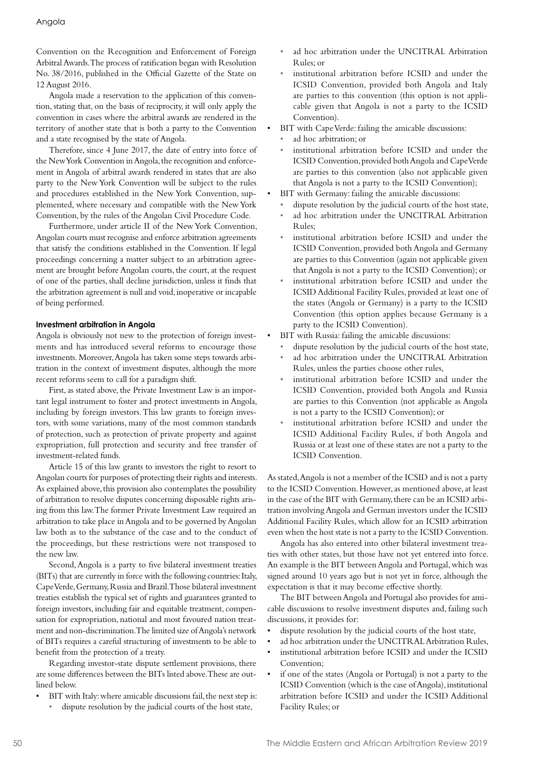Convention on the Recognition and Enforcement of Foreign Arbitral Awards. The process of ratification began with Resolution No. 38/2016, published in the Official Gazette of the State on 12 August 2016.

Angola made a reservation to the application of this convention, stating that, on the basis of reciprocity, it will only apply the convention in cases where the arbitral awards are rendered in the territory of another state that is both a party to the Convention and a state recognised by the state of Angola.

Therefore, since 4 June 2017, the date of entry into force of the New York Convention in Angola, the recognition and enforcement in Angola of arbitral awards rendered in states that are also party to the New York Convention will be subject to the rules and procedures established in the New York Convention, supplemented, where necessary and compatible with the New York Convention, by the rules of the Angolan Civil Procedure Code.

Furthermore, under article II of the New York Convention, Angolan courts must recognise and enforce arbitration agreements that satisfy the conditions established in the Convention. If legal proceedings concerning a matter subject to an arbitration agreement are brought before Angolan courts, the court, at the request of one of the parties, shall decline jurisdiction, unless it finds that the arbitration agreement is null and void, inoperative or incapable of being performed.

**Investment arbitration in Angola**

Angola is obviously not new to the protection of foreign investments and has introduced several reforms to encourage those investments. Moreover, Angola has taken some steps towards arbitration in the context of investment disputes, although the more recent reforms seem to call for a paradigm shift.

First, as stated above, the Private Investment Law is an important legal instrument to foster and protect investments in Angola, including by foreign investors. This law grants to foreign investors, with some variations, many of the most common standards of protection, such as protection of private property and against expropriation, full protection and security and free transfer of investment-related funds.

Article 15 of this law grants to investors the right to resort to Angolan courts for purposes of protecting their rights and interests. As explained above, this provision also contemplates the possibility of arbitration to resolve disputes concerning disposable rights arising from this law. The former Private Investment Law required an arbitration to take place in Angola and to be governed by Angolan law both as to the substance of the case and to the conduct of the proceedings, but these restrictions were not transposed to the new law.

Second, Angola is a party to five bilateral investment treaties (BITs) that are currently in force with the following countries: Italy, Cape Verde, Germany, Russia and Brazil. Those bilateral investment treaties establish the typical set of rights and guarantees granted to foreign investors, including fair and equitable treatment, compensation for expropriation, national and most favoured nation treatment and non-discrimination. The limited size of Angola's network of BITs requires a careful structuring of investments to be able to benefit from the protection of a treaty.

Regarding investor-state dispute settlement provisions, there are some differences between the BITs listed above. These are outlined below.

- BIT with Italy: where amicable discussions fail, the next step is:
  - dispute resolution by the judicial courts of the host state,
  - ad hoc arbitration under the UNCITRAL Arbitration Rules; or
  - institutional arbitration before ICSID and under the ICSID Convention, provided both Angola and Italy are parties to this convention (this option is not applicable given that Angola is not a party to the ICSID Convention).
- BIT with Cape Verde: failing the amicable discussions:
  - ad hoc arbitration; or
  - institutional arbitration before ICSID and under the ICSID Convention, provided both Angola and Cape Verde are parties to this convention (also not applicable given that Angola is not a party to the ICSID Convention);
- BIT with Germany: failing the amicable discussions:
  - dispute resolution by the judicial courts of the host state,
  - ad hoc arbitration under the UNCITRAL Arbitration Rules;
  - institutional arbitration before ICSID and under the ICSID Convention, provided both Angola and Germany are parties to this Convention (again not applicable given that Angola is not a party to the ICSID Convention); or
  - institutional arbitration before ICSID and under the ICSID Additional Facility Rules, provided at least one of the states (Angola or Germany) is a party to the ICSID Convention (this option applies because Germany is a party to the ICSID Convention).
- BIT with Russia: failing the amicable discussions:
  - dispute resolution by the judicial courts of the host state,
  - ad hoc arbitration under the UNCITRAL Arbitration Rules, unless the parties choose other rules,
  - institutional arbitration before ICSID and under the ICSID Convention, provided both Angola and Russia are parties to this Convention (not applicable as Angola is not a party to the ICSID Convention); or
  - institutional arbitration before ICSID and under the ICSID Additional Facility Rules, if both Angola and Russia or at least one of these states are not a party to the ICSID Convention.

As stated, Angola is not a member of the ICSID and is not a party to the ICSID Convention. However, as mentioned above, at least in the case of the BIT with Germany, there can be an ICSID arbitration involving Angola and German investors under the ICSID Additional Facility Rules, which allow for an ICSID arbitration even when the host state is not a party to the ICSID Convention.

Angola has also entered into other bilateral investment treaties with other states, but those have not yet entered into force. An example is the BIT between Angola and Portugal, which was signed around 10 years ago but is not yet in force, although the expectation is that it may become effective shortly.

The BIT between Angola and Portugal also provides for amicable discussions to resolve investment disputes and, failing such discussions, it provides for:

- dispute resolution by the judicial courts of the host state,
- ad hoc arbitration under the UNCITRAL Arbitration Rules,
- institutional arbitration before ICSID and under the ICSID Convention;
- if one of the states (Angola or Portugal) is not a party to the ICSID Convention (which is the case of Angola), institutional arbitration before ICSID and under the ICSID Additional Facility Rules; or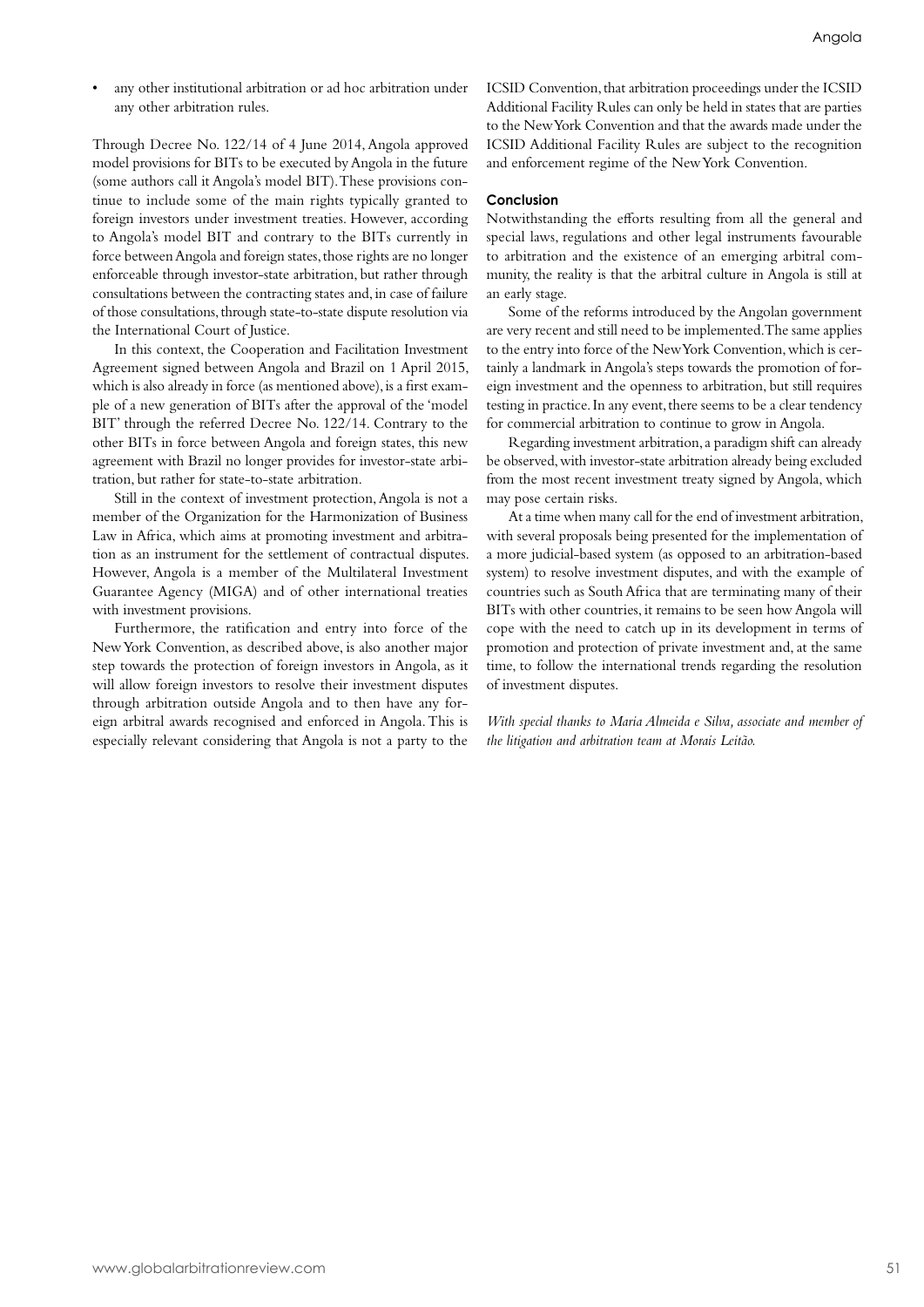- any other institutional arbitration or ad hoc arbitration under any other arbitration rules.

Through Decree No. 122/14 of 4 June 2014, Angola approved model provisions for BITs to be executed by Angola in the future (some authors call it Angola's model BIT). These provisions continue to include some of the main rights typically granted to foreign investors under investment treaties. However, according to Angola's model BIT and contrary to the BITs currently in force between Angola and foreign states, those rights are no longer enforceable through investor-state arbitration, but rather through consultations between the contracting states and, in case of failure of those consultations, through state-to-state dispute resolution via the International Court of Justice.

In this context, the Cooperation and Facilitation Investment Agreement signed between Angola and Brazil on 1 April 2015, which is also already in force (as mentioned above), is a first example of a new generation of BITs after the approval of the 'model BIT' through the referred Decree No. 122/14. Contrary to the other BITs in force between Angola and foreign states, this new agreement with Brazil no longer provides for investor-state arbitration, but rather for state-to-state arbitration.

Still in the context of investment protection, Angola is not a member of the Organization for the Harmonization of Business Law in Africa, which aims at promoting investment and arbitration as an instrument for the settlement of contractual disputes. However, Angola is a member of the Multilateral Investment Guarantee Agency (MIGA) and of other international treaties with investment provisions.

Furthermore, the ratification and entry into force of the New York Convention, as described above, is also another major step towards the protection of foreign investors in Angola, as it will allow foreign investors to resolve their investment disputes through arbitration outside Angola and to then have any foreign arbitral awards recognised and enforced in Angola. This is especially relevant considering that Angola is not a party to the ICSID Convention, that arbitration proceedings under the ICSID Additional Facility Rules can only be held in states that are parties to the New York Convention and that the awards made under the ICSID Additional Facility Rules are subject to the recognition and enforcement regime of the New York Convention.

### Conclusion

Notwithstanding the efforts resulting from all the general and special laws, regulations and other legal instruments favourable to arbitration and the existence of an emerging arbitral community, the reality is that the arbitral culture in Angola is still at an early stage.

Some of the reforms introduced by the Angolan government are very recent and still need to be implemented. The same applies to the entry into force of the New York Convention, which is certainly a landmark in Angola's steps towards the promotion of foreign investment and the openness to arbitration, but still requires testing in practice. In any event, there seems to be a clear tendency for commercial arbitration to continue to grow in Angola.

Regarding investment arbitration, a paradigm shift can already be observed, with investor-state arbitration already being excluded from the most recent investment treaty signed by Angola, which may pose certain risks.

At a time when many call for the end of investment arbitration, with several proposals being presented for the implementation of a more judicial-based system (as opposed to an arbitration-based system) to resolve investment disputes, and with the example of countries such as South Africa that are terminating many of their BITs with other countries, it remains to be seen how Angola will cope with the need to catch up in its development in terms of promotion and protection of private investment and, at the same time, to follow the international trends regarding the resolution of investment disputes.

*With special thanks to Maria Almeida e Silva, associate and member of the litigation and arbitration team at Morais Leitão.*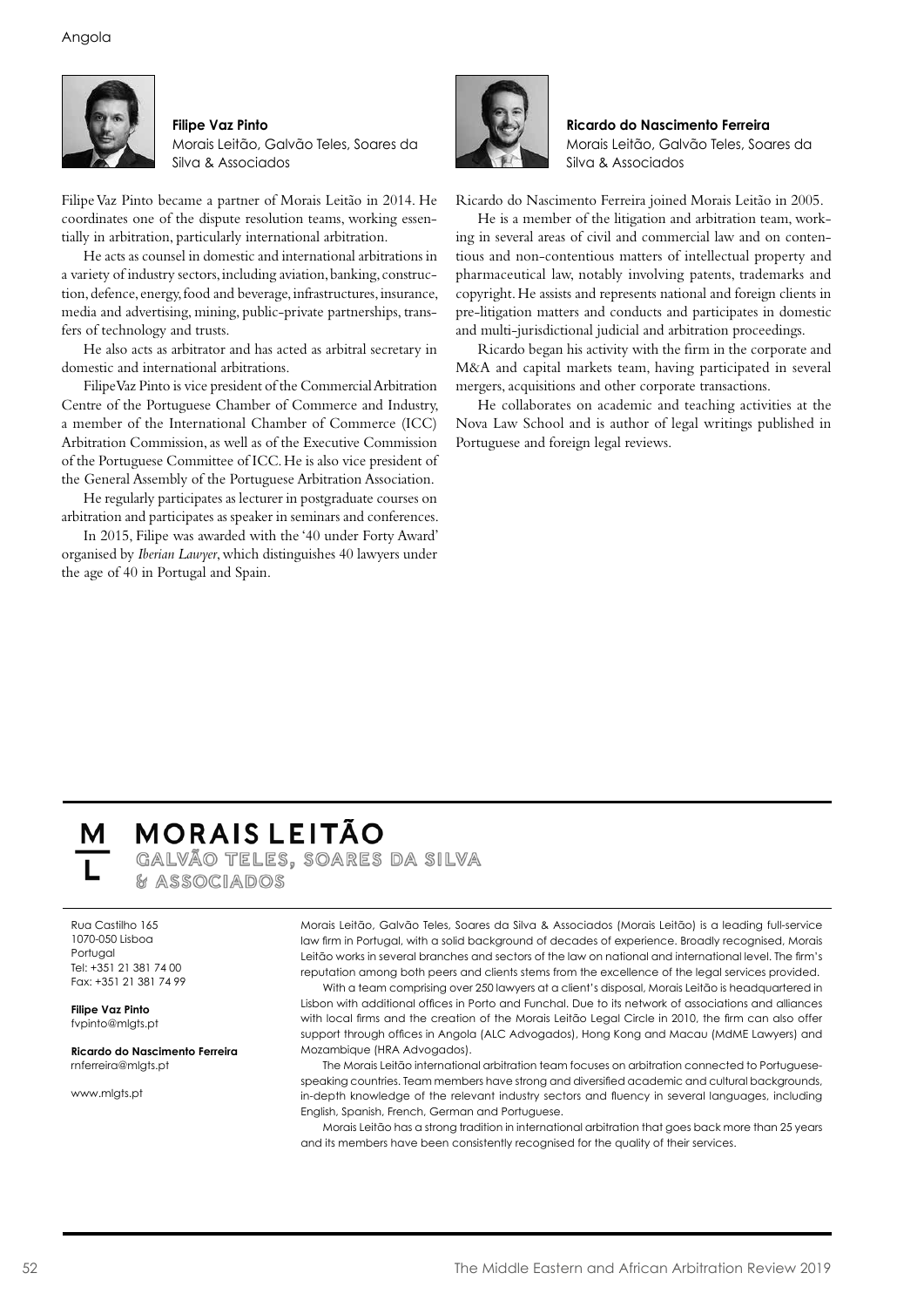**Filipe Vaz Pinto**
Morais Leitão, Galvão Teles, Soares da Silva & Associados

Filipe Vaz Pinto became a partner of Morais Leitão in 2014. He coordinates one of the dispute resolution teams, working essentially in arbitration, particularly international arbitration.

He acts as counsel in domestic and international arbitrations in a variety of industry sectors, including aviation, banking, construction, defence, energy, food and beverage, infrastructures, insurance, media and advertising, mining, public-private partnerships, transfers of technology and trusts.

He also acts as arbitrator and has acted as arbitral secretary in domestic and international arbitrations.

Filipe Vaz Pinto is vice president of the Commercial Arbitration Centre of the Portuguese Chamber of Commerce and Industry, a member of the International Chamber of Commerce (ICC) Arbitration Commission, as well as of the Executive Commission of the Portuguese Committee of ICC. He is also vice president of the General Assembly of the Portuguese Arbitration Association.

He regularly participates as lecturer in postgraduate courses on arbitration and participates as speaker in seminars and conferences.

In 2015, Filipe was awarded with the '40 under Forty Award' organised by *Iberian Lawyer*, which distinguishes 40 lawyers under the age of 40 in Portugal and Spain.

**Ricardo do Nascimento Ferreira**
Morais Leitão, Galvão Teles, Soares da Silva & Associados

Ricardo do Nascimento Ferreira joined Morais Leitão in 2005.

He is a member of the litigation and arbitration team, working in several areas of civil and commercial law and on contentious and non-contentious matters of intellectual property and pharmaceutical law, notably involving patents, trademarks and copyright. He assists and represents national and foreign clients in pre-litigation matters and conducts and participates in domestic and multi-jurisdictional judicial and arbitration proceedings.

Ricardo began his activity with the firm in the corporate and M&A and capital markets team, having participated in several mergers, acquisitions and other corporate transactions.

He collaborates on academic and teaching activities at the Nova Law School and is author of legal writings published in Portuguese and foreign legal reviews.

## MORAIS LEITÃO
GALVÃO TELES, SOARES DA SILVA & ASSOCIADOS

Rua Castilho 165
1070-050 Lisboa
Portugal
Tel: +351 21 381 74 00
Fax: +351 21 381 74 99

**Filipe Vaz Pinto**
fvpinto@mlgts.pt

**Ricardo do Nascimento Ferreira**
rnferreira@mlgts.pt

www.mlgts.pt

Morais Leitão, Galvão Teles, Soares da Silva & Associados (Morais Leitão) is a leading full-service law firm in Portugal, with a solid background of decades of experience. Broadly recognised, Morais Leitão works in several branches and sectors of the law on national and international level. The firm's reputation among both peers and clients stems from the excellence of the legal services provided.

With a team comprising over 250 lawyers at a client's disposal, Morais Leitão is headquartered in Lisbon with additional offices in Porto and Funchal. Due to its network of associations and alliances with local firms and the creation of the Morais Leitão Legal Circle in 2010, the firm can also offer support through offices in Angola (ALC Advogados), Hong Kong and Macau (MdME Lawyers) and Mozambique (HRA Advogados).

The Morais Leitão international arbitration team focuses on arbitration connected to Portuguese-speaking countries. Team members have strong and diversified academic and cultural backgrounds, in-depth knowledge of the relevant industry sectors and fluency in several languages, including English, Spanish, French, German and Portuguese.

Morais Leitão has a strong tradition in international arbitration that goes back more than 25 years and its members have been consistently recognised for the quality of their services.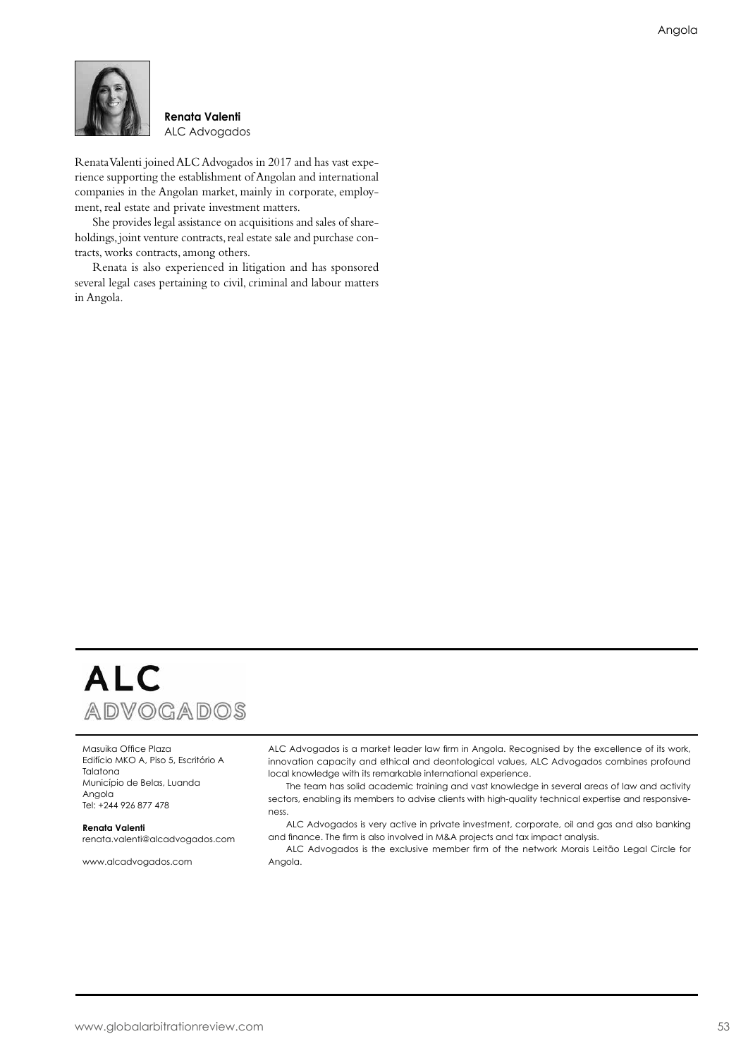**Renata Valenti**
ALC Advogados

Renata Valenti joined ALC Advogados in 2017 and has vast experience supporting the establishment of Angolan and international companies in the Angolan market, mainly in corporate, employment, real estate and private investment matters.

She provides legal assistance on acquisitions and sales of shareholdings, joint venture contracts, real estate sale and purchase contracts, works contracts, among others.

Renata is also experienced in litigation and has sponsored several legal cases pertaining to civil, criminal and labour matters in Angola.

---

**ALC**
**ADVOGADOS**

Masuika Office Plaza
Edifício MKO A, Piso 5, Escritório A
Talatona
Município de Belas, Luanda
Angola
Tel: +244 926 877 478

**Renata Valenti**
renata.valenti@alcadvogados.com

www.alcadvogados.com

ALC Advogados is a market leader law firm in Angola. Recognised by the excellence of its work, innovation capacity and ethical and deontological values, ALC Advogados combines profound local knowledge with its remarkable international experience.

The team has solid academic training and vast knowledge in several areas of law and activity sectors, enabling its members to advise clients with high-quality technical expertise and responsiveness.

ALC Advogados is very active in private investment, corporate, oil and gas and also banking and finance. The firm is also involved in M&A projects and tax impact analysis.

ALC Advogados is the exclusive member firm of the network Morais Leitão Legal Circle for Angola.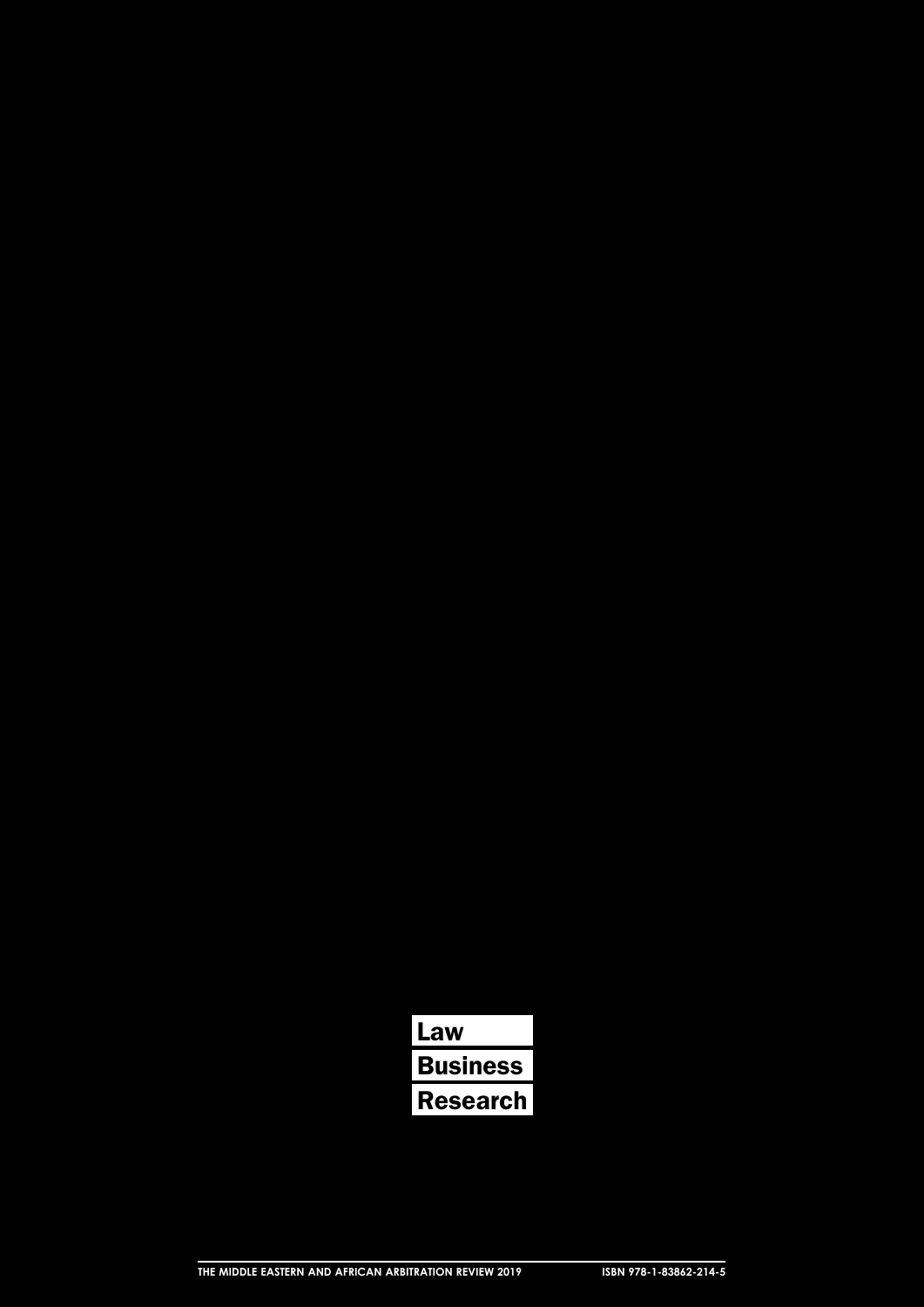Law

Business

Research

THE MIDDLE EASTERN AND AFRICAN ARBITRATION REVIEW 2019

ISBN 978-1-83862-214-5